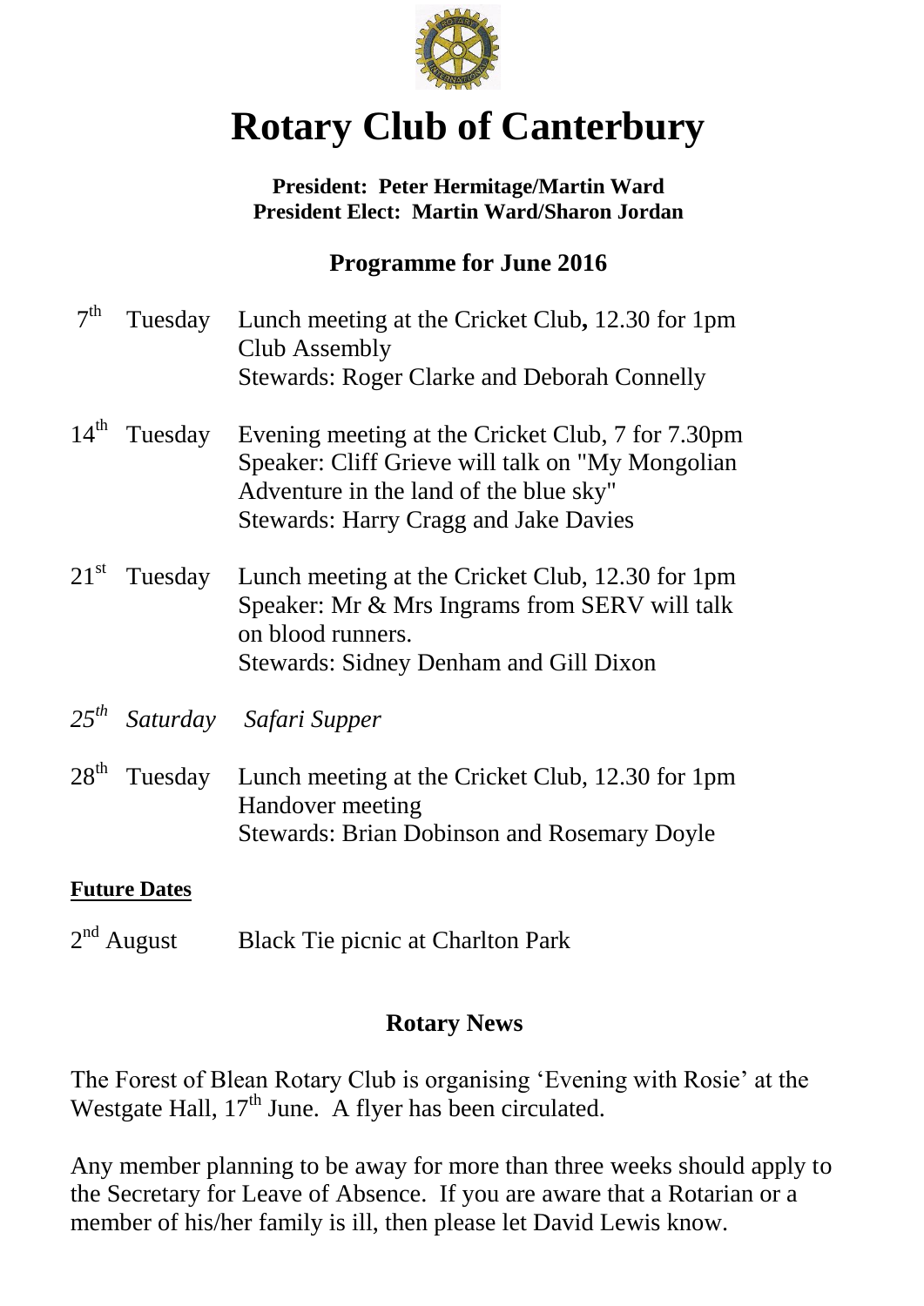# Rotary Club of Canterbury

**President: Peter Hermitage/Martin Ward**
**President Elect: Martin Ward/Sharon Jordan**

## Programme for June 2016

7th Tuesday — Lunch meeting at the Cricket Club**,** 12.30 for 1pm
Club Assembly
Stewards: Roger Clarke and Deborah Connelly

14th Tuesday — Evening meeting at the Cricket Club, 7 for 7.30pm
Speaker: Cliff Grieve will talk on "My Mongolian Adventure in the land of the blue sky"
Stewards: Harry Cragg and Jake Davies

21st Tuesday — Lunch meeting at the Cricket Club, 12.30 for 1pm
Speaker: Mr & Mrs Ingrams from SERV will talk on blood runners.
Stewards: Sidney Denham and Gill Dixon

*25th Saturday — Safari Supper*

28th Tuesday — Lunch meeting at the Cricket Club, 12.30 for 1pm
Handover meeting
Stewards: Brian Dobinson and Rosemary Doyle

**Future Dates**

2nd August — Black Tie picnic at Charlton Park

## Rotary News

The Forest of Blean Rotary Club is organising 'Evening with Rosie' at the Westgate Hall, 17th June. A flyer has been circulated.

Any member planning to be away for more than three weeks should apply to the Secretary for Leave of Absence. If you are aware that a Rotarian or a member of his/her family is ill, then please let David Lewis know.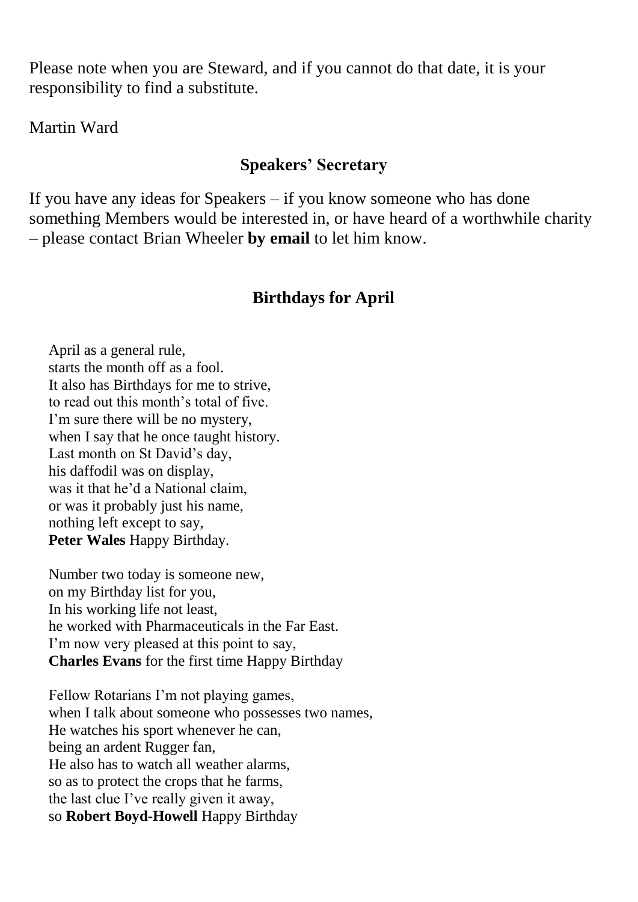Please note when you are Steward, and if you cannot do that date, it is your responsibility to find a substitute.

Martin Ward

### Speakers' Secretary

If you have any ideas for Speakers – if you know someone who has done something Members would be interested in, or have heard of a worthwhile charity – please contact Brian Wheeler **by email** to let him know.

### Birthdays for April

April as a general rule,  
starts the month off as a fool.  
It also has Birthdays for me to strive,  
to read out this month's total of five.  
I'm sure there will be no mystery,  
when I say that he once taught history.  
Last month on St David's day,  
his daffodil was on display,  
was it that he'd a National claim,  
or was it probably just his name,  
nothing left except to say,  
**Peter Wales** Happy Birthday.

Number two today is someone new,  
on my Birthday list for you,  
In his working life not least,  
he worked with Pharmaceuticals in the Far East.  
I'm now very pleased at this point to say,  
**Charles Evans** for the first time Happy Birthday

Fellow Rotarians I'm not playing games,  
when I talk about someone who possesses two names,  
He watches his sport whenever he can,  
being an ardent Rugger fan,  
He also has to watch all weather alarms,  
so as to protect the crops that he farms,  
the last clue I've really given it away,  
so **Robert Boyd-Howell** Happy Birthday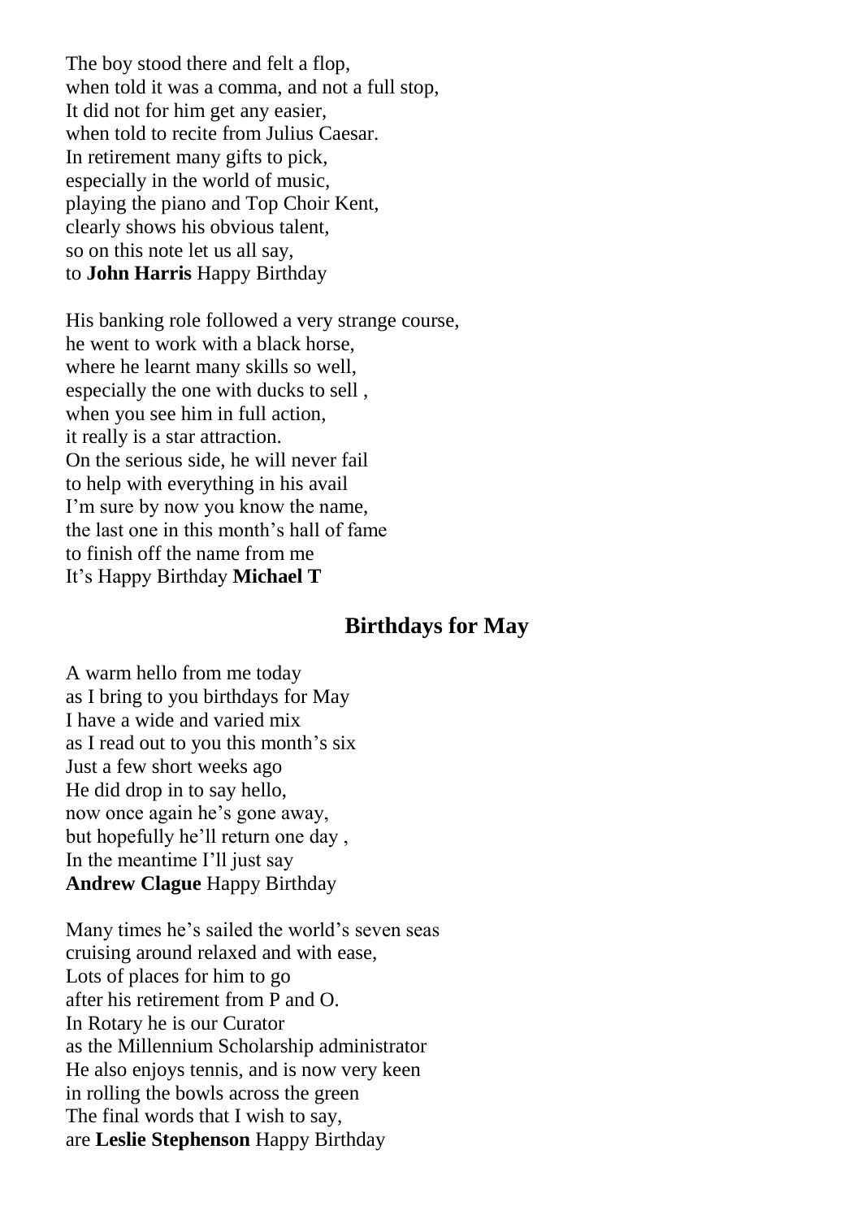The boy stood there and felt a flop,  
when told it was a comma, and not a full stop,  
It did not for him get any easier,  
when told to recite from Julius Caesar.  
In retirement many gifts to pick,  
especially in the world of music,  
playing the piano and Top Choir Kent,  
clearly shows his obvious talent,  
so on this note let us all say,  
to **John Harris** Happy Birthday

His banking role followed a very strange course,  
he went to work with a black horse,  
where he learnt many skills so well,  
especially the one with ducks to sell ,  
when you see him in full action,  
it really is a star attraction.  
On the serious side, he will never fail  
to help with everything in his avail  
I'm sure by now you know the name,  
the last one in this month's hall of fame  
to finish off the name from me  
It's Happy Birthday **Michael T**

## Birthdays for May

A warm hello from me today  
as I bring to you birthdays for May  
I have a wide and varied mix  
as I read out to you this month's six  
Just a few short weeks ago  
He did drop in to say hello,  
now once again he's gone away,  
but hopefully he'll return one day ,  
In the meantime I'll just say  
**Andrew Clague** Happy Birthday

Many times he's sailed the world's seven seas  
cruising around relaxed and with ease,  
Lots of places for him to go  
after his retirement from P and O.  
In Rotary he is our Curator  
as the Millennium Scholarship administrator  
He also enjoys tennis, and is now very keen  
in rolling the bowls across the green  
The final words that I wish to say,  
are **Leslie Stephenson** Happy Birthday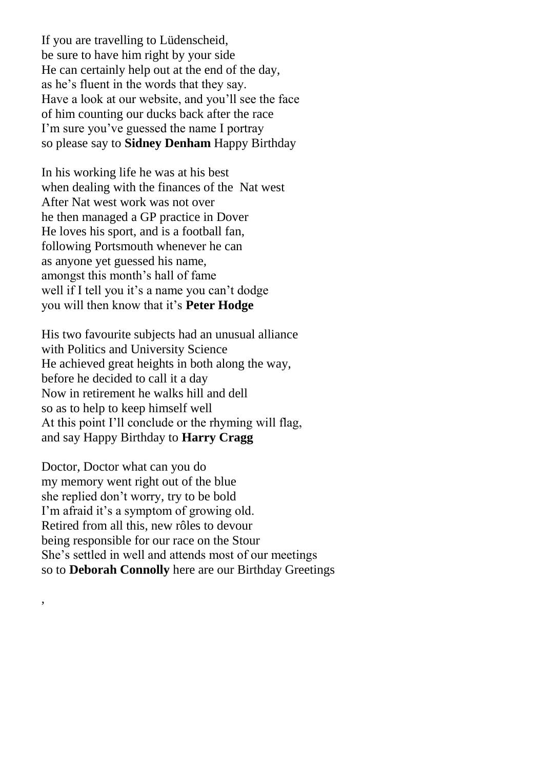If you are travelling to Lüdenscheid,  
be sure to have him right by your side  
He can certainly help out at the end of the day,  
as he's fluent in the words that they say.  
Have a look at our website, and you'll see the face  
of him counting our ducks back after the race  
I'm sure you've guessed the name I portray  
so please say to **Sidney Denham** Happy Birthday

In his working life he was at his best  
when dealing with the finances of the Nat west  
After Nat west work was not over  
he then managed a GP practice in Dover  
He loves his sport, and is a football fan,  
following Portsmouth whenever he can  
as anyone yet guessed his name,  
amongst this month's hall of fame  
well if I tell you it's a name you can't dodge  
you will then know that it's **Peter Hodge**

His two favourite subjects had an unusual alliance  
with Politics and University Science  
He achieved great heights in both along the way,  
before he decided to call it a day  
Now in retirement he walks hill and dell  
so as to help to keep himself well  
At this point I'll conclude or the rhyming will flag,  
and say Happy Birthday to **Harry Cragg**

Doctor, Doctor what can you do  
my memory went right out of the blue  
she replied don't worry, try to be bold  
I'm afraid it's a symptom of growing old.  
Retired from all this, new rôles to devour  
being responsible for our race on the Stour  
She's settled in well and attends most of our meetings  
so to **Deborah Connolly** here are our Birthday Greetings

,